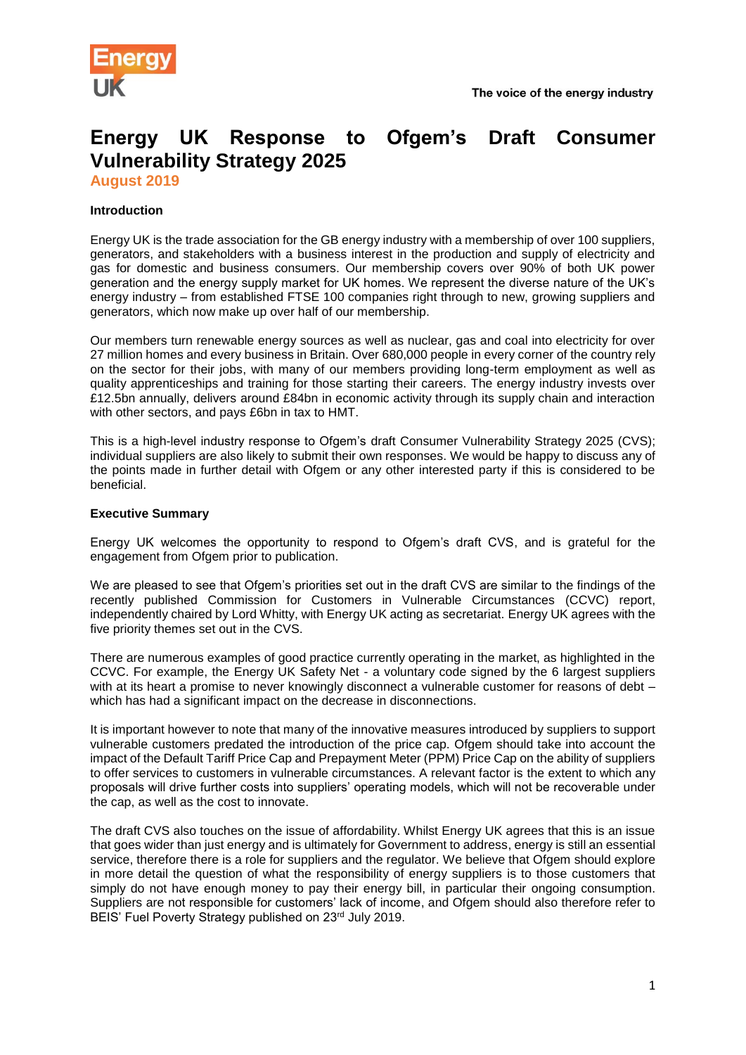# Energy UK Response to Ofgem's Draft Consumer Vulnerability Strategy 2025

**August 2019**

**Introduction**

Energy UK is the trade association for the GB energy industry with a membership of over 100 suppliers, generators, and stakeholders with a business interest in the production and supply of electricity and gas for domestic and business consumers. Our membership covers over 90% of both UK power generation and the energy supply market for UK homes. We represent the diverse nature of the UK's energy industry – from established FTSE 100 companies right through to new, growing suppliers and generators, which now make up over half of our membership.

Our members turn renewable energy sources as well as nuclear, gas and coal into electricity for over 27 million homes and every business in Britain. Over 680,000 people in every corner of the country rely on the sector for their jobs, with many of our members providing long-term employment as well as quality apprenticeships and training for those starting their careers. The energy industry invests over £12.5bn annually, delivers around £84bn in economic activity through its supply chain and interaction with other sectors, and pays £6bn in tax to HMT.

This is a high-level industry response to Ofgem's draft Consumer Vulnerability Strategy 2025 (CVS); individual suppliers are also likely to submit their own responses. We would be happy to discuss any of the points made in further detail with Ofgem or any other interested party if this is considered to be beneficial.

**Executive Summary**

Energy UK welcomes the opportunity to respond to Ofgem's draft CVS, and is grateful for the engagement from Ofgem prior to publication.

We are pleased to see that Ofgem's priorities set out in the draft CVS are similar to the findings of the recently published Commission for Customers in Vulnerable Circumstances (CCVC) report, independently chaired by Lord Whitty, with Energy UK acting as secretariat. Energy UK agrees with the five priority themes set out in the CVS.

There are numerous examples of good practice currently operating in the market, as highlighted in the CCVC. For example, the Energy UK Safety Net - a voluntary code signed by the 6 largest suppliers with at its heart a promise to never knowingly disconnect a vulnerable customer for reasons of debt – which has had a significant impact on the decrease in disconnections.

It is important however to note that many of the innovative measures introduced by suppliers to support vulnerable customers predated the introduction of the price cap. Ofgem should take into account the impact of the Default Tariff Price Cap and Prepayment Meter (PPM) Price Cap on the ability of suppliers to offer services to customers in vulnerable circumstances. A relevant factor is the extent to which any proposals will drive further costs into suppliers' operating models, which will not be recoverable under the cap, as well as the cost to innovate.

The draft CVS also touches on the issue of affordability. Whilst Energy UK agrees that this is an issue that goes wider than just energy and is ultimately for Government to address, energy is still an essential service, therefore there is a role for suppliers and the regulator. We believe that Ofgem should explore in more detail the question of what the responsibility of energy suppliers is to those customers that simply do not have enough money to pay their energy bill, in particular their ongoing consumption. Suppliers are not responsible for customers' lack of income, and Ofgem should also therefore refer to BEIS' Fuel Poverty Strategy published on 23rd July 2019.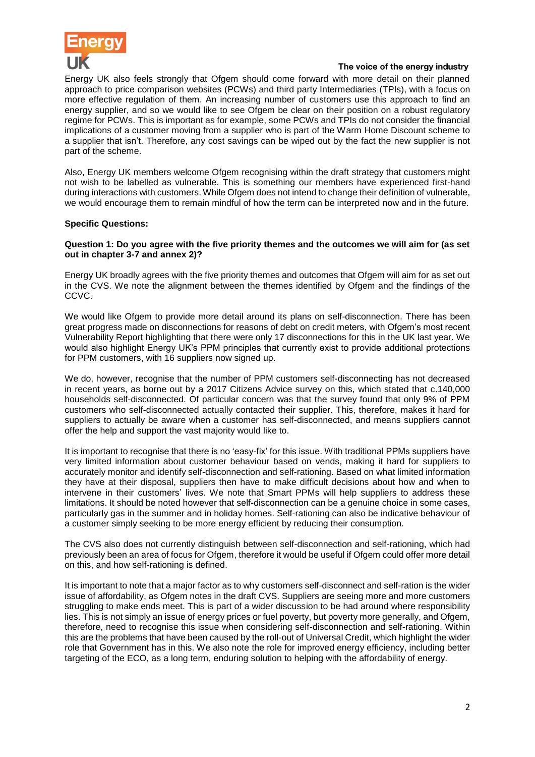Energy UK also feels strongly that Ofgem should come forward with more detail on their planned approach to price comparison websites (PCWs) and third party Intermediaries (TPIs), with a focus on more effective regulation of them. An increasing number of customers use this approach to find an energy supplier, and so we would like to see Ofgem be clear on their position on a robust regulatory regime for PCWs. This is important as for example, some PCWs and TPIs do not consider the financial implications of a customer moving from a supplier who is part of the Warm Home Discount scheme to a supplier that isn't. Therefore, any cost savings can be wiped out by the fact the new supplier is not part of the scheme.

Also, Energy UK members welcome Ofgem recognising within the draft strategy that customers might not wish to be labelled as vulnerable. This is something our members have experienced first-hand during interactions with customers. While Ofgem does not intend to change their definition of vulnerable, we would encourage them to remain mindful of how the term can be interpreted now and in the future.

**Specific Questions:**

**Question 1: Do you agree with the five priority themes and the outcomes we will aim for (as set out in chapter 3-7 and annex 2)?**

Energy UK broadly agrees with the five priority themes and outcomes that Ofgem will aim for as set out in the CVS. We note the alignment between the themes identified by Ofgem and the findings of the CCVC.

We would like Ofgem to provide more detail around its plans on self-disconnection. There has been great progress made on disconnections for reasons of debt on credit meters, with Ofgem's most recent Vulnerability Report highlighting that there were only 17 disconnections for this in the UK last year. We would also highlight Energy UK's PPM principles that currently exist to provide additional protections for PPM customers, with 16 suppliers now signed up.

We do, however, recognise that the number of PPM customers self-disconnecting has not decreased in recent years, as borne out by a 2017 Citizens Advice survey on this, which stated that c.140,000 households self-disconnected. Of particular concern was that the survey found that only 9% of PPM customers who self-disconnected actually contacted their supplier. This, therefore, makes it hard for suppliers to actually be aware when a customer has self-disconnected, and means suppliers cannot offer the help and support the vast majority would like to.

It is important to recognise that there is no 'easy-fix' for this issue. With traditional PPMs suppliers have very limited information about customer behaviour based on vends, making it hard for suppliers to accurately monitor and identify self-disconnection and self-rationing. Based on what limited information they have at their disposal, suppliers then have to make difficult decisions about how and when to intervene in their customers' lives. We note that Smart PPMs will help suppliers to address these limitations. It should be noted however that self-disconnection can be a genuine choice in some cases, particularly gas in the summer and in holiday homes. Self-rationing can also be indicative behaviour of a customer simply seeking to be more energy efficient by reducing their consumption.

The CVS also does not currently distinguish between self-disconnection and self-rationing, which had previously been an area of focus for Ofgem, therefore it would be useful if Ofgem could offer more detail on this, and how self-rationing is defined.

It is important to note that a major factor as to why customers self-disconnect and self-ration is the wider issue of affordability, as Ofgem notes in the draft CVS. Suppliers are seeing more and more customers struggling to make ends meet. This is part of a wider discussion to be had around where responsibility lies. This is not simply an issue of energy prices or fuel poverty, but poverty more generally, and Ofgem, therefore, need to recognise this issue when considering self-disconnection and self-rationing. Within this are the problems that have been caused by the roll-out of Universal Credit, which highlight the wider role that Government has in this. We also note the role for improved energy efficiency, including better targeting of the ECO, as a long term, enduring solution to helping with the affordability of energy.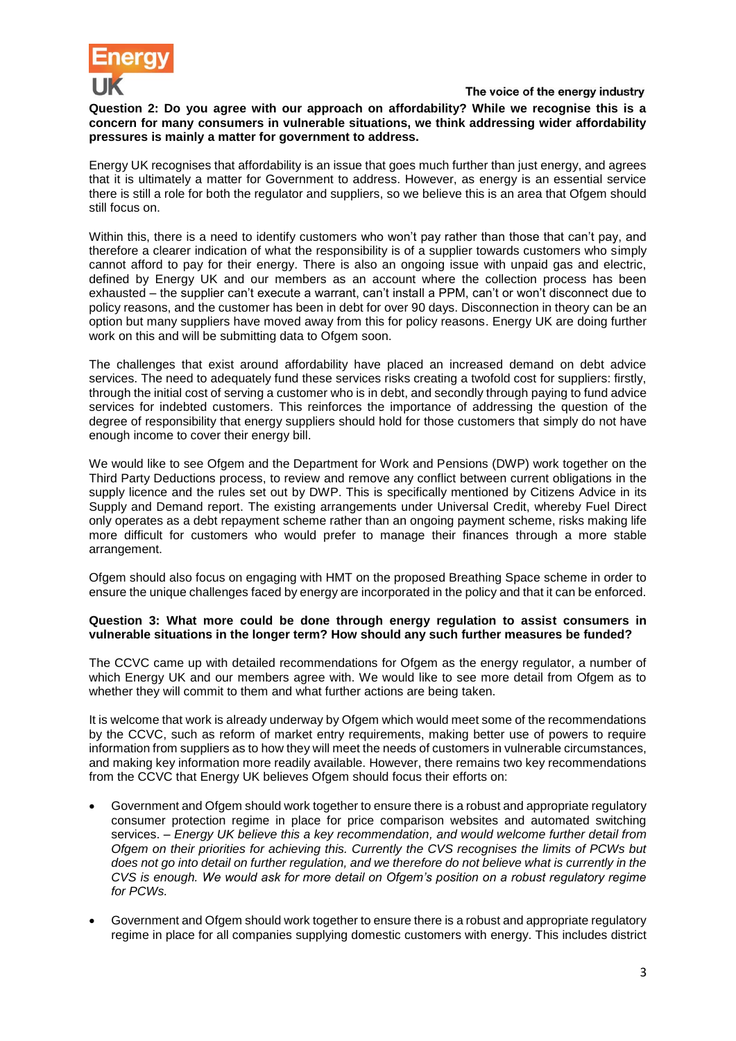**Question 2: Do you agree with our approach on affordability? While we recognise this is a concern for many consumers in vulnerable situations, we think addressing wider affordability pressures is mainly a matter for government to address.**

Energy UK recognises that affordability is an issue that goes much further than just energy, and agrees that it is ultimately a matter for Government to address. However, as energy is an essential service there is still a role for both the regulator and suppliers, so we believe this is an area that Ofgem should still focus on.

Within this, there is a need to identify customers who won't pay rather than those that can't pay, and therefore a clearer indication of what the responsibility is of a supplier towards customers who simply cannot afford to pay for their energy. There is also an ongoing issue with unpaid gas and electric, defined by Energy UK and our members as an account where the collection process has been exhausted – the supplier can't execute a warrant, can't install a PPM, can't or won't disconnect due to policy reasons, and the customer has been in debt for over 90 days. Disconnection in theory can be an option but many suppliers have moved away from this for policy reasons. Energy UK are doing further work on this and will be submitting data to Ofgem soon.

The challenges that exist around affordability have placed an increased demand on debt advice services. The need to adequately fund these services risks creating a twofold cost for suppliers: firstly, through the initial cost of serving a customer who is in debt, and secondly through paying to fund advice services for indebted customers. This reinforces the importance of addressing the question of the degree of responsibility that energy suppliers should hold for those customers that simply do not have enough income to cover their energy bill.

We would like to see Ofgem and the Department for Work and Pensions (DWP) work together on the Third Party Deductions process, to review and remove any conflict between current obligations in the supply licence and the rules set out by DWP. This is specifically mentioned by Citizens Advice in its Supply and Demand report. The existing arrangements under Universal Credit, whereby Fuel Direct only operates as a debt repayment scheme rather than an ongoing payment scheme, risks making life more difficult for customers who would prefer to manage their finances through a more stable arrangement.

Ofgem should also focus on engaging with HMT on the proposed Breathing Space scheme in order to ensure the unique challenges faced by energy are incorporated in the policy and that it can be enforced.

**Question 3: What more could be done through energy regulation to assist consumers in vulnerable situations in the longer term? How should any such further measures be funded?**

The CCVC came up with detailed recommendations for Ofgem as the energy regulator, a number of which Energy UK and our members agree with. We would like to see more detail from Ofgem as to whether they will commit to them and what further actions are being taken.

It is welcome that work is already underway by Ofgem which would meet some of the recommendations by the CCVC, such as reform of market entry requirements, making better use of powers to require information from suppliers as to how they will meet the needs of customers in vulnerable circumstances, and making key information more readily available. However, there remains two key recommendations from the CCVC that Energy UK believes Ofgem should focus their efforts on:

- Government and Ofgem should work together to ensure there is a robust and appropriate regulatory consumer protection regime in place for price comparison websites and automated switching services. – *Energy UK believe this a key recommendation, and would welcome further detail from Ofgem on their priorities for achieving this. Currently the CVS recognises the limits of PCWs but does not go into detail on further regulation, and we therefore do not believe what is currently in the CVS is enough. We would ask for more detail on Ofgem's position on a robust regulatory regime for PCWs.*

- Government and Ofgem should work together to ensure there is a robust and appropriate regulatory regime in place for all companies supplying domestic customers with energy. This includes district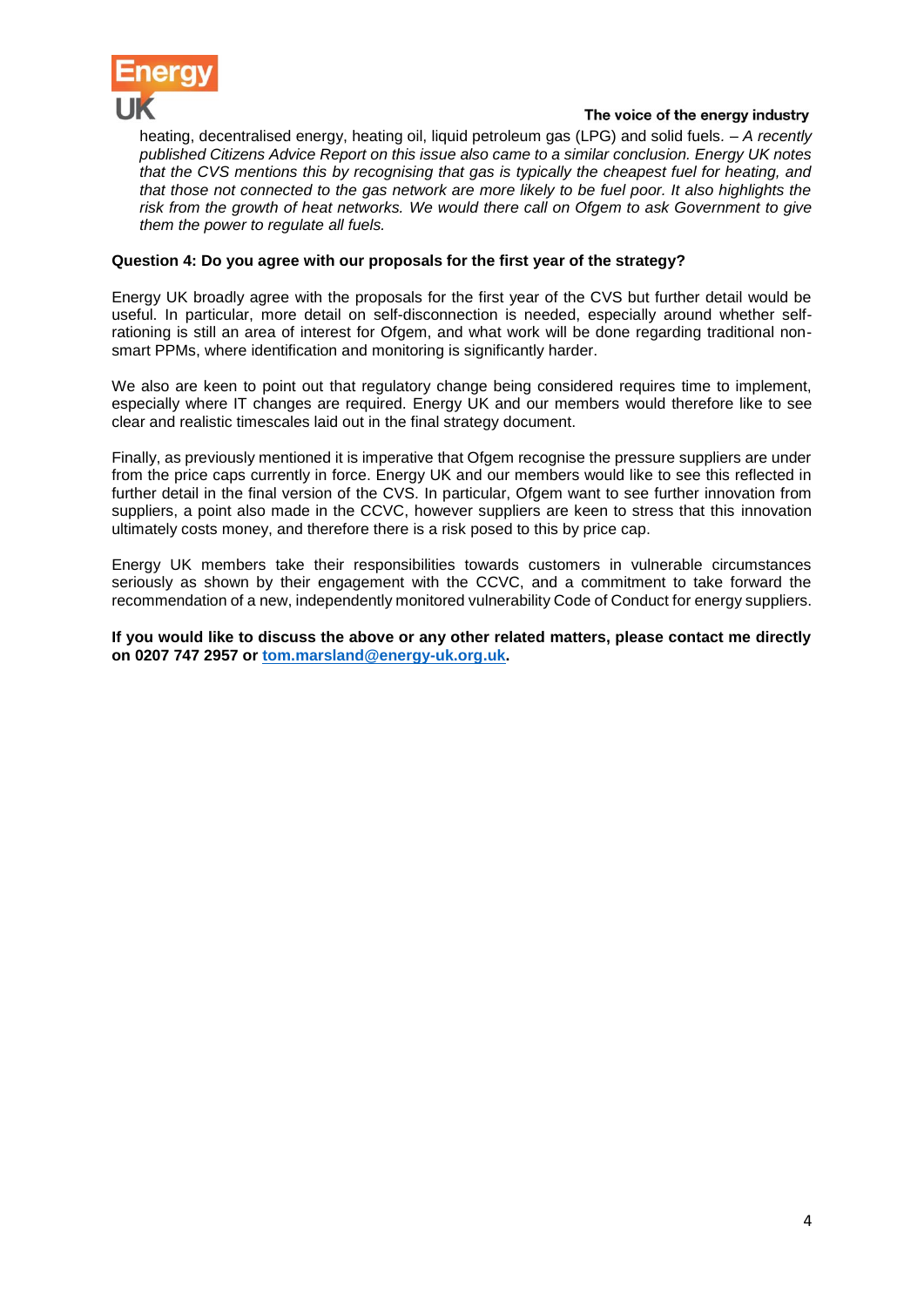heating, decentralised energy, heating oil, liquid petroleum gas (LPG) and solid fuels. *– A recently published Citizens Advice Report on this issue also came to a similar conclusion. Energy UK notes that the CVS mentions this by recognising that gas is typically the cheapest fuel for heating, and that those not connected to the gas network are more likely to be fuel poor. It also highlights the risk from the growth of heat networks. We would there call on Ofgem to ask Government to give them the power to regulate all fuels.*

**Question 4: Do you agree with our proposals for the first year of the strategy?**

Energy UK broadly agree with the proposals for the first year of the CVS but further detail would be useful. In particular, more detail on self-disconnection is needed, especially around whether self-rationing is still an area of interest for Ofgem, and what work will be done regarding traditional non-smart PPMs, where identification and monitoring is significantly harder.

We also are keen to point out that regulatory change being considered requires time to implement, especially where IT changes are required. Energy UK and our members would therefore like to see clear and realistic timescales laid out in the final strategy document.

Finally, as previously mentioned it is imperative that Ofgem recognise the pressure suppliers are under from the price caps currently in force. Energy UK and our members would like to see this reflected in further detail in the final version of the CVS. In particular, Ofgem want to see further innovation from suppliers, a point also made in the CCVC, however suppliers are keen to stress that this innovation ultimately costs money, and therefore there is a risk posed to this by price cap.

Energy UK members take their responsibilities towards customers in vulnerable circumstances seriously as shown by their engagement with the CCVC, and a commitment to take forward the recommendation of a new, independently monitored vulnerability Code of Conduct for energy suppliers.

**If you would like to discuss the above or any other related matters, please contact me directly on 0207 747 2957 or tom.marsland@energy-uk.org.uk.**